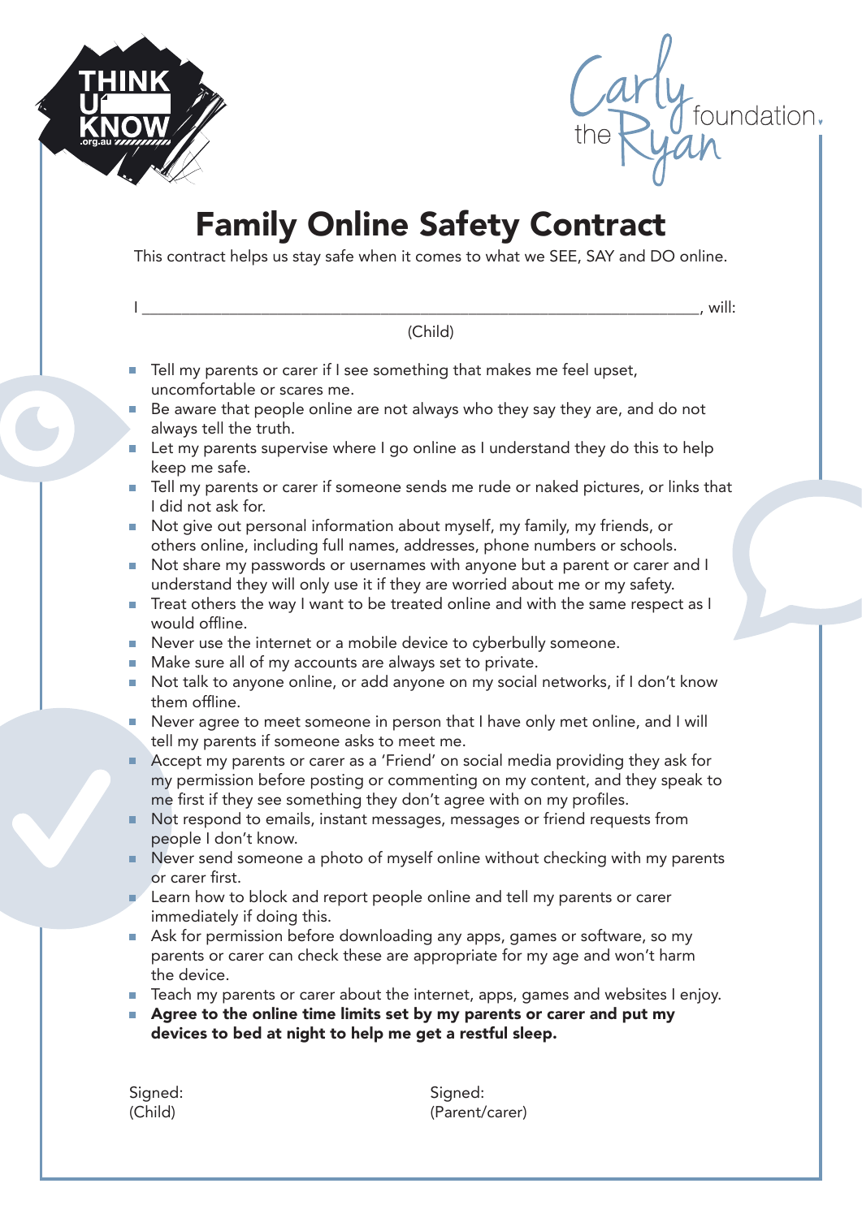THINK U KNOW .org.au

the Carly Ryan foundation.

# Family Online Safety Contract

This contract helps us stay safe when it comes to what we SEE, SAY and DO online.

I ______________________________________________________________________, will:
(Child)

- Tell my parents or carer if I see something that makes me feel upset, uncomfortable or scares me.
- Be aware that people online are not always who they say they are, and do not always tell the truth.
- Let my parents supervise where I go online as I understand they do this to help keep me safe.
- Tell my parents or carer if someone sends me rude or naked pictures, or links that I did not ask for.
- Not give out personal information about myself, my family, my friends, or others online, including full names, addresses, phone numbers or schools.
- Not share my passwords or usernames with anyone but a parent or carer and I understand they will only use it if they are worried about me or my safety.
- Treat others the way I want to be treated online and with the same respect as I would offline.
- Never use the internet or a mobile device to cyberbully someone.
- Make sure all of my accounts are always set to private.
- Not talk to anyone online, or add anyone on my social networks, if I don't know them offline.
- Never agree to meet someone in person that I have only met online, and I will tell my parents if someone asks to meet me.
- Accept my parents or carer as a 'Friend' on social media providing they ask for my permission before posting or commenting on my content, and they speak to me first if they see something they don't agree with on my profiles.
- Not respond to emails, instant messages, messages or friend requests from people I don't know.
- Never send someone a photo of myself online without checking with my parents or carer first.
- Learn how to block and report people online and tell my parents or carer immediately if doing this.
- Ask for permission before downloading any apps, games or software, so my parents or carer can check these are appropriate for my age and won't harm the device.
- Teach my parents or carer about the internet, apps, games and websites I enjoy.
- **Agree to the online time limits set by my parents or carer and put my devices to bed at night to help me get a restful sleep.**

Signed:
(Child)

Signed:
(Parent/carer)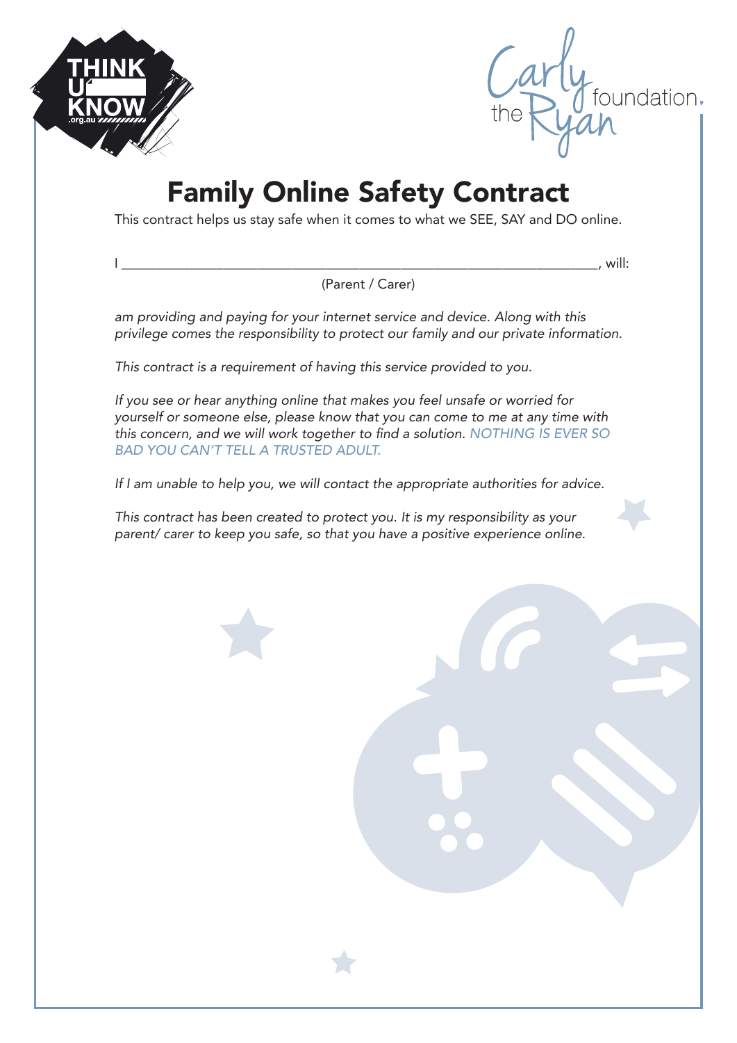# Family Online Safety Contract

This contract helps us stay safe when it comes to what we SEE, SAY and DO online.

I ______________________________________________________________________, will:

(Parent / Carer)

*am providing and paying for your internet service and device. Along with this privilege comes the responsibility to protect our family and our private information.*

*This contract is a requirement of having this service provided to you.*

*If you see or hear anything online that makes you feel unsafe or worried for yourself or someone else, please know that you can come to me at any time with this concern, and we will work together to find a solution. NOTHING IS EVER SO BAD YOU CAN'T TELL A TRUSTED ADULT.*

*If I am unable to help you, we will contact the appropriate authorities for advice.*

*This contract has been created to protect you. It is my responsibility as your parent/ carer to keep you safe, so that you have a positive experience online.*